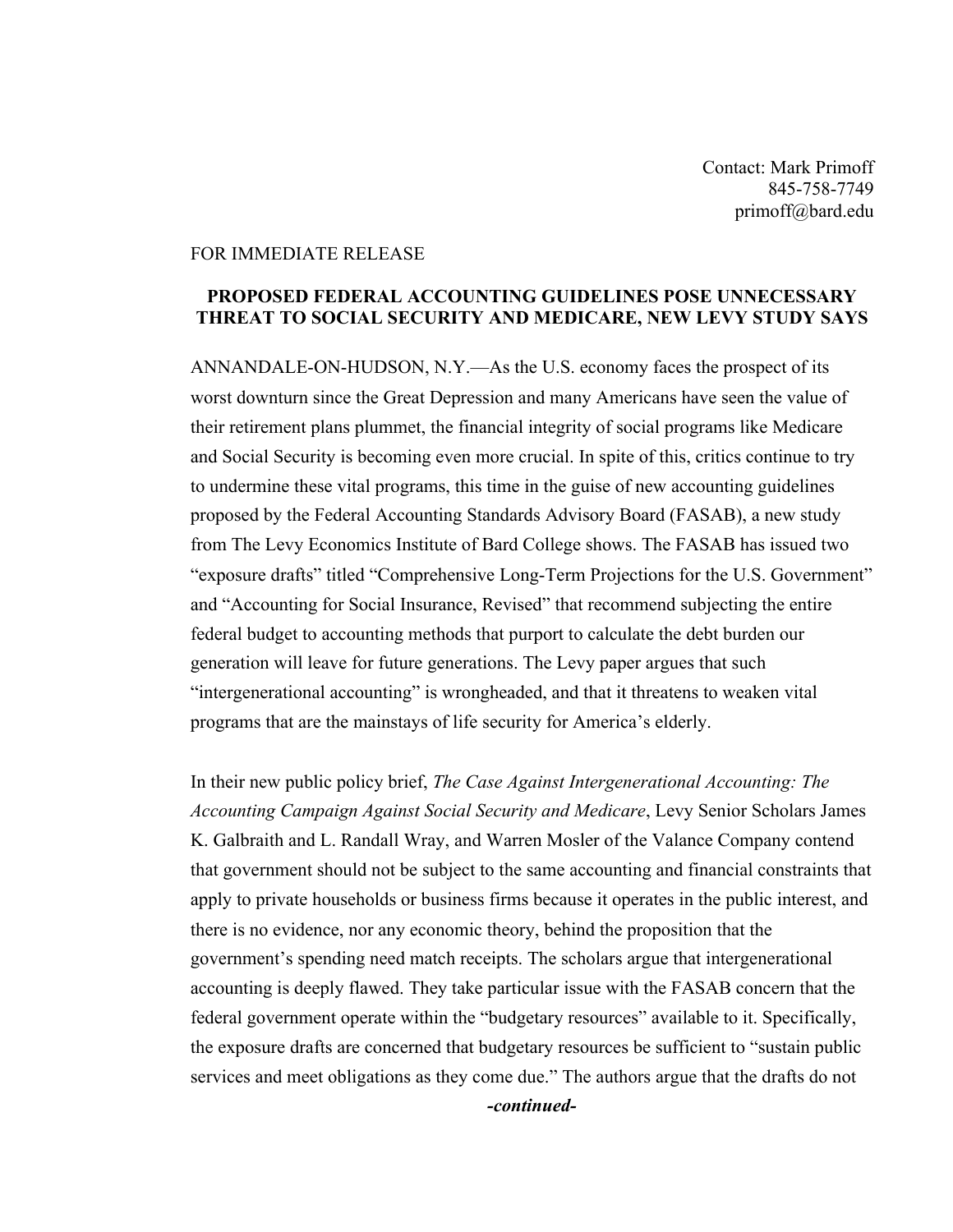Contact: Mark Primoff
845-758-7749
primoff@bard.edu

FOR IMMEDIATE RELEASE

**PROPOSED FEDERAL ACCOUNTING GUIDELINES POSE UNNECESSARY THREAT TO SOCIAL SECURITY AND MEDICARE, NEW LEVY STUDY SAYS**

ANNANDALE-ON-HUDSON, N.Y.—As the U.S. economy faces the prospect of its worst downturn since the Great Depression and many Americans have seen the value of their retirement plans plummet, the financial integrity of social programs like Medicare and Social Security is becoming even more crucial. In spite of this, critics continue to try to undermine these vital programs, this time in the guise of new accounting guidelines proposed by the Federal Accounting Standards Advisory Board (FASAB), a new study from The Levy Economics Institute of Bard College shows. The FASAB has issued two "exposure drafts" titled "Comprehensive Long-Term Projections for the U.S. Government" and "Accounting for Social Insurance, Revised" that recommend subjecting the entire federal budget to accounting methods that purport to calculate the debt burden our generation will leave for future generations. The Levy paper argues that such "intergenerational accounting" is wrongheaded, and that it threatens to weaken vital programs that are the mainstays of life security for America's elderly.

In their new public policy brief, *The Case Against Intergenerational Accounting: The Accounting Campaign Against Social Security and Medicare*, Levy Senior Scholars James K. Galbraith and L. Randall Wray, and Warren Mosler of the Valance Company contend that government should not be subject to the same accounting and financial constraints that apply to private households or business firms because it operates in the public interest, and there is no evidence, nor any economic theory, behind the proposition that the government's spending need match receipts. The scholars argue that intergenerational accounting is deeply flawed. They take particular issue with the FASAB concern that the federal government operate within the "budgetary resources" available to it. Specifically, the exposure drafts are concerned that budgetary resources be sufficient to "sustain public services and meet obligations as they come due." The authors argue that the drafts do not

***-continued-***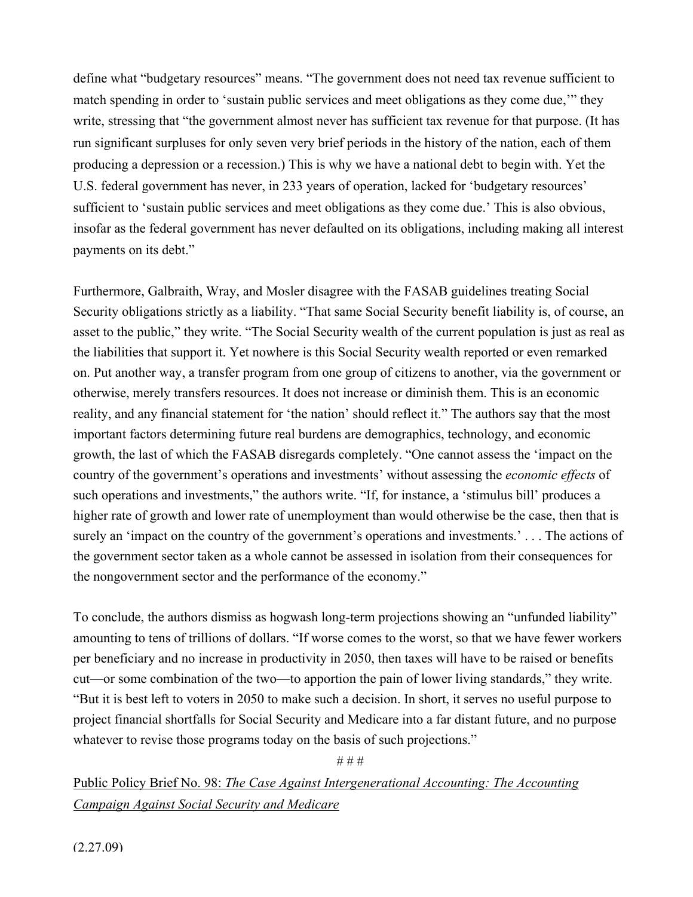define what "budgetary resources" means. "The government does not need tax revenue sufficient to match spending in order to 'sustain public services and meet obligations as they come due,'" they write, stressing that "the government almost never has sufficient tax revenue for that purpose. (It has run significant surpluses for only seven very brief periods in the history of the nation, each of them producing a depression or a recession.) This is why we have a national debt to begin with. Yet the U.S. federal government has never, in 233 years of operation, lacked for 'budgetary resources' sufficient to 'sustain public services and meet obligations as they come due.' This is also obvious, insofar as the federal government has never defaulted on its obligations, including making all interest payments on its debt."

Furthermore, Galbraith, Wray, and Mosler disagree with the FASAB guidelines treating Social Security obligations strictly as a liability. "That same Social Security benefit liability is, of course, an asset to the public," they write. "The Social Security wealth of the current population is just as real as the liabilities that support it. Yet nowhere is this Social Security wealth reported or even remarked on. Put another way, a transfer program from one group of citizens to another, via the government or otherwise, merely transfers resources. It does not increase or diminish them. This is an economic reality, and any financial statement for 'the nation' should reflect it." The authors say that the most important factors determining future real burdens are demographics, technology, and economic growth, the last of which the FASAB disregards completely. "One cannot assess the 'impact on the country of the government's operations and investments' without assessing the *economic effects* of such operations and investments," the authors write. "If, for instance, a 'stimulus bill' produces a higher rate of growth and lower rate of unemployment than would otherwise be the case, then that is surely an 'impact on the country of the government's operations and investments.' . . . The actions of the government sector taken as a whole cannot be assessed in isolation from their consequences for the nongovernment sector and the performance of the economy."

To conclude, the authors dismiss as hogwash long-term projections showing an "unfunded liability" amounting to tens of trillions of dollars. "If worse comes to the worst, so that we have fewer workers per beneficiary and no increase in productivity in 2050, then taxes will have to be raised or benefits cut—or some combination of the two—to apportion the pain of lower living standards," they write. "But it is best left to voters in 2050 to make such a decision. In short, it serves no useful purpose to project financial shortfalls for Social Security and Medicare into a far distant future, and no purpose whatever to revise those programs today on the basis of such projections."

# # #

Public Policy Brief No. 98: *The Case Against Intergenerational Accounting: The Accounting Campaign Against Social Security and Medicare*

(2.27.09)